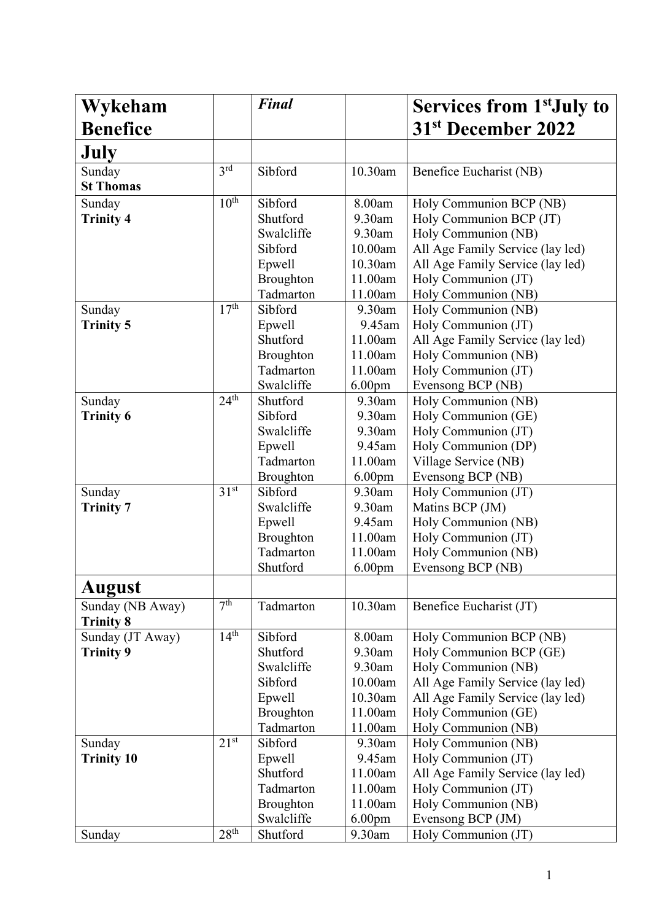| Wykeham Benefice | | *Final* | | Services from 1st July to 31st December 2022 |
|---|---|---|---|---|
| **July** | | | | |
| Sunday<br>**St Thomas** | 3rd | Sibford | 10.30am | Benefice Eucharist (NB) |
| Sunday<br>**Trinity 4** | 10th | Sibford<br>Shutford<br>Swalcliffe<br>Sibford<br>Epwell<br>Broughton<br>Tadmarton | 8.00am<br>9.30am<br>9.30am<br>10.00am<br>10.30am<br>11.00am<br>11.00am | Holy Communion BCP (NB)<br>Holy Communion BCP (JT)<br>Holy Communion (NB)<br>All Age Family Service (lay led)<br>All Age Family Service (lay led)<br>Holy Communion (JT)<br>Holy Communion (NB) |
| Sunday<br>**Trinity 5** | 17th | Sibford<br>Epwell<br>Shutford<br>Broughton<br>Tadmarton<br>Swalcliffe | 9.30am<br>9.45am<br>11.00am<br>11.00am<br>11.00am<br>6.00pm | Holy Communion (NB)<br>Holy Communion (JT)<br>All Age Family Service (lay led)<br>Holy Communion (NB)<br>Holy Communion (JT)<br>Evensong BCP (NB) |
| Sunday<br>**Trinity 6** | 24th | Shutford<br>Sibford<br>Swalcliffe<br>Epwell<br>Tadmarton<br>Broughton | 9.30am<br>9.30am<br>9.30am<br>9.45am<br>11.00am<br>6.00pm | Holy Communion (NB)<br>Holy Communion (GE)<br>Holy Communion (JT)<br>Holy Communion (DP)<br>Village Service (NB)<br>Evensong BCP (NB) |
| Sunday<br>**Trinity 7** | 31st | Sibford<br>Swalcliffe<br>Epwell<br>Broughton<br>Tadmarton<br>Shutford | 9.30am<br>9.30am<br>9.45am<br>11.00am<br>11.00am<br>6.00pm | Holy Communion (JT)<br>Matins BCP (JM)<br>Holy Communion (NB)<br>Holy Communion (JT)<br>Holy Communion (NB)<br>Evensong BCP (NB) |
| **August** | | | | |
| Sunday (NB Away)<br>**Trinity 8** | 7th | Tadmarton | 10.30am | Benefice Eucharist (JT) |
| Sunday (JT Away)<br>**Trinity 9** | 14th | Sibford<br>Shutford<br>Swalcliffe<br>Sibford<br>Epwell<br>Broughton<br>Tadmarton | 8.00am<br>9.30am<br>9.30am<br>10.00am<br>10.30am<br>11.00am<br>11.00am | Holy Communion BCP (NB)<br>Holy Communion BCP (GE)<br>Holy Communion (NB)<br>All Age Family Service (lay led)<br>All Age Family Service (lay led)<br>Holy Communion (GE)<br>Holy Communion (NB) |
| Sunday<br>**Trinity 10** | 21st | Sibford<br>Epwell<br>Shutford<br>Tadmarton<br>Broughton<br>Swalcliffe | 9.30am<br>9.45am<br>11.00am<br>11.00am<br>11.00am<br>6.00pm | Holy Communion (NB)<br>Holy Communion (JT)<br>All Age Family Service (lay led)<br>Holy Communion (JT)<br>Holy Communion (NB)<br>Evensong BCP (JM) |
| Sunday | 28th | Shutford | 9.30am | Holy Communion (JT) |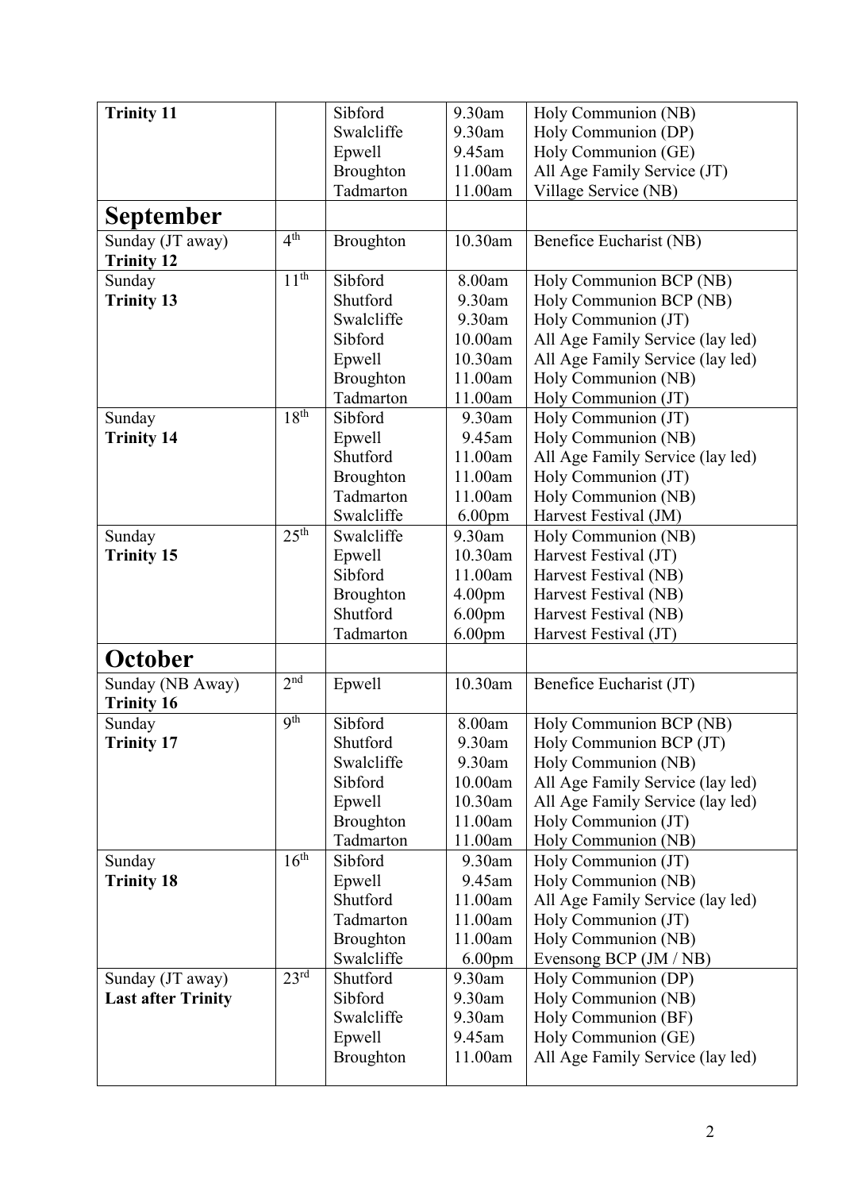| **Trinity 11** | | Sibford | 9.30am | Holy Communion (NB) |
|---|---|---|---|---|
| | | Swalcliffe | 9.30am | Holy Communion (DP) |
| | | Epwell | 9.45am | Holy Communion (GE) |
| | | Broughton | 11.00am | All Age Family Service (JT) |
| | | Tadmarton | 11.00am | Village Service (NB) |
| **September** | | | | |
| Sunday (JT away) **Trinity 12** | 4th | Broughton | 10.30am | Benefice Eucharist (NB) |
| Sunday **Trinity 13** | 11th | Sibford | 8.00am | Holy Communion BCP (NB) |
| | | Shutford | 9.30am | Holy Communion BCP (NB) |
| | | Swalcliffe | 9.30am | Holy Communion (JT) |
| | | Sibford | 10.00am | All Age Family Service (lay led) |
| | | Epwell | 10.30am | All Age Family Service (lay led) |
| | | Broughton | 11.00am | Holy Communion (NB) |
| | | Tadmarton | 11.00am | Holy Communion (JT) |
| Sunday **Trinity 14** | 18th | Sibford | 9.30am | Holy Communion (JT) |
| | | Epwell | 9.45am | Holy Communion (NB) |
| | | Shutford | 11.00am | All Age Family Service (lay led) |
| | | Broughton | 11.00am | Holy Communion (JT) |
| | | Tadmarton | 11.00am | Holy Communion (NB) |
| | | Swalcliffe | 6.00pm | Harvest Festival (JM) |
| Sunday **Trinity 15** | 25th | Swalcliffe | 9.30am | Holy Communion (NB) |
| | | Epwell | 10.30am | Harvest Festival (JT) |
| | | Sibford | 11.00am | Harvest Festival (NB) |
| | | Broughton | 4.00pm | Harvest Festival (NB) |
| | | Shutford | 6.00pm | Harvest Festival (NB) |
| | | Tadmarton | 6.00pm | Harvest Festival (JT) |
| **October** | | | | |
| Sunday (NB Away) **Trinity 16** | 2nd | Epwell | 10.30am | Benefice Eucharist (JT) |
| Sunday **Trinity 17** | 9th | Sibford | 8.00am | Holy Communion BCP (NB) |
| | | Shutford | 9.30am | Holy Communion BCP (JT) |
| | | Swalcliffe | 9.30am | Holy Communion (NB) |
| | | Sibford | 10.00am | All Age Family Service (lay led) |
| | | Epwell | 10.30am | All Age Family Service (lay led) |
| | | Broughton | 11.00am | Holy Communion (JT) |
| | | Tadmarton | 11.00am | Holy Communion (NB) |
| Sunday **Trinity 18** | 16th | Sibford | 9.30am | Holy Communion (JT) |
| | | Epwell | 9.45am | Holy Communion (NB) |
| | | Shutford | 11.00am | All Age Family Service (lay led) |
| | | Tadmarton | 11.00am | Holy Communion (JT) |
| | | Broughton | 11.00am | Holy Communion (NB) |
| | | Swalcliffe | 6.00pm | Evensong BCP (JM / NB) |
| Sunday (JT away) **Last after Trinity** | 23rd | Shutford | 9.30am | Holy Communion (DP) |
| | | Sibford | 9.30am | Holy Communion (NB) |
| | | Swalcliffe | 9.30am | Holy Communion (BF) |
| | | Epwell | 9.45am | Holy Communion (GE) |
| | | Broughton | 11.00am | All Age Family Service (lay led) |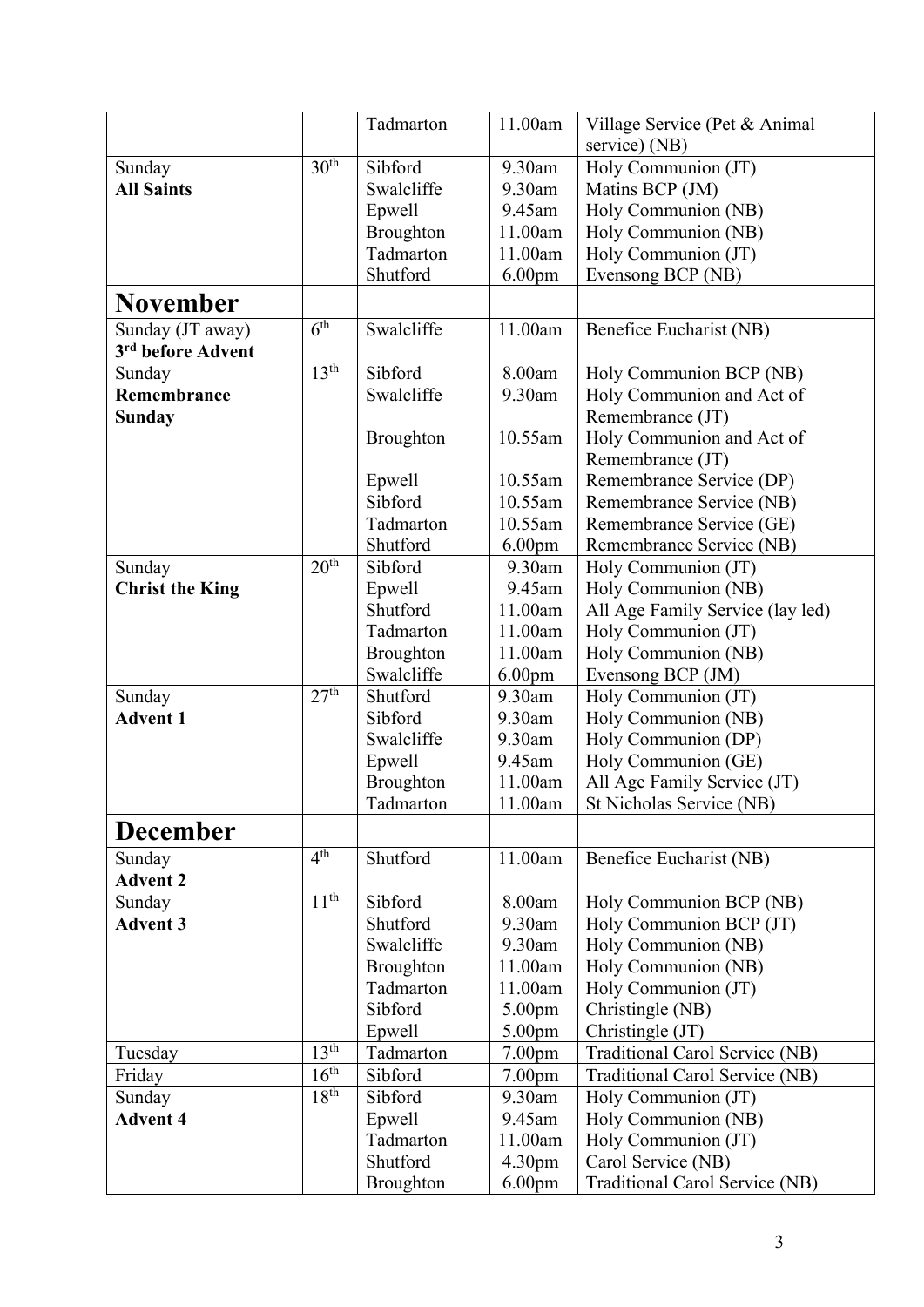|  |  | Tadmarton | 11.00am | Village Service (Pet & Animal service) (NB) |
|---|---|---|---|---|
| Sunday **All Saints** | 30th | Sibford | 9.30am | Holy Communion (JT) |
|  |  | Swalcliffe | 9.30am | Matins BCP (JM) |
|  |  | Epwell | 9.45am | Holy Communion (NB) |
|  |  | Broughton | 11.00am | Holy Communion (NB) |
|  |  | Tadmarton | 11.00am | Holy Communion (JT) |
|  |  | Shutford | 6.00pm | Evensong BCP (NB) |
| **November** |  |  |  |  |
| Sunday (JT away) **3rd before Advent** | 6th | Swalcliffe | 11.00am | Benefice Eucharist (NB) |
| Sunday **Remembrance Sunday** | 13th | Sibford | 8.00am | Holy Communion BCP (NB) |
|  |  | Swalcliffe | 9.30am | Holy Communion and Act of Remembrance (JT) |
|  |  | Broughton | 10.55am | Holy Communion and Act of Remembrance (JT) |
|  |  | Epwell | 10.55am | Remembrance Service (DP) |
|  |  | Sibford | 10.55am | Remembrance Service (NB) |
|  |  | Tadmarton | 10.55am | Remembrance Service (GE) |
|  |  | Shutford | 6.00pm | Remembrance Service (NB) |
| Sunday **Christ the King** | 20th | Sibford | 9.30am | Holy Communion (JT) |
|  |  | Epwell | 9.45am | Holy Communion (NB) |
|  |  | Shutford | 11.00am | All Age Family Service (lay led) |
|  |  | Tadmarton | 11.00am | Holy Communion (JT) |
|  |  | Broughton | 11.00am | Holy Communion (NB) |
|  |  | Swalcliffe | 6.00pm | Evensong BCP (JM) |
| Sunday **Advent 1** | 27th | Shutford | 9.30am | Holy Communion (JT) |
|  |  | Sibford | 9.30am | Holy Communion (NB) |
|  |  | Swalcliffe | 9.30am | Holy Communion (DP) |
|  |  | Epwell | 9.45am | Holy Communion (GE) |
|  |  | Broughton | 11.00am | All Age Family Service (JT) |
|  |  | Tadmarton | 11.00am | St Nicholas Service (NB) |
| **December** |  |  |  |  |
| Sunday **Advent 2** | 4th | Shutford | 11.00am | Benefice Eucharist (NB) |
| Sunday **Advent 3** | 11th | Sibford | 8.00am | Holy Communion BCP (NB) |
|  |  | Shutford | 9.30am | Holy Communion BCP (JT) |
|  |  | Swalcliffe | 9.30am | Holy Communion (NB) |
|  |  | Broughton | 11.00am | Holy Communion (NB) |
|  |  | Tadmarton | 11.00am | Holy Communion (JT) |
|  |  | Sibford | 5.00pm | Christingle (NB) |
|  |  | Epwell | 5.00pm | Christingle (JT) |
| Tuesday | 13th | Tadmarton | 7.00pm | Traditional Carol Service (NB) |
| Friday | 16th | Sibford | 7.00pm | Traditional Carol Service (NB) |
| Sunday **Advent 4** | 18th | Sibford | 9.30am | Holy Communion (JT) |
|  |  | Epwell | 9.45am | Holy Communion (NB) |
|  |  | Tadmarton | 11.00am | Holy Communion (JT) |
|  |  | Shutford | 4.30pm | Carol Service (NB) |
|  |  | Broughton | 6.00pm | Traditional Carol Service (NB) |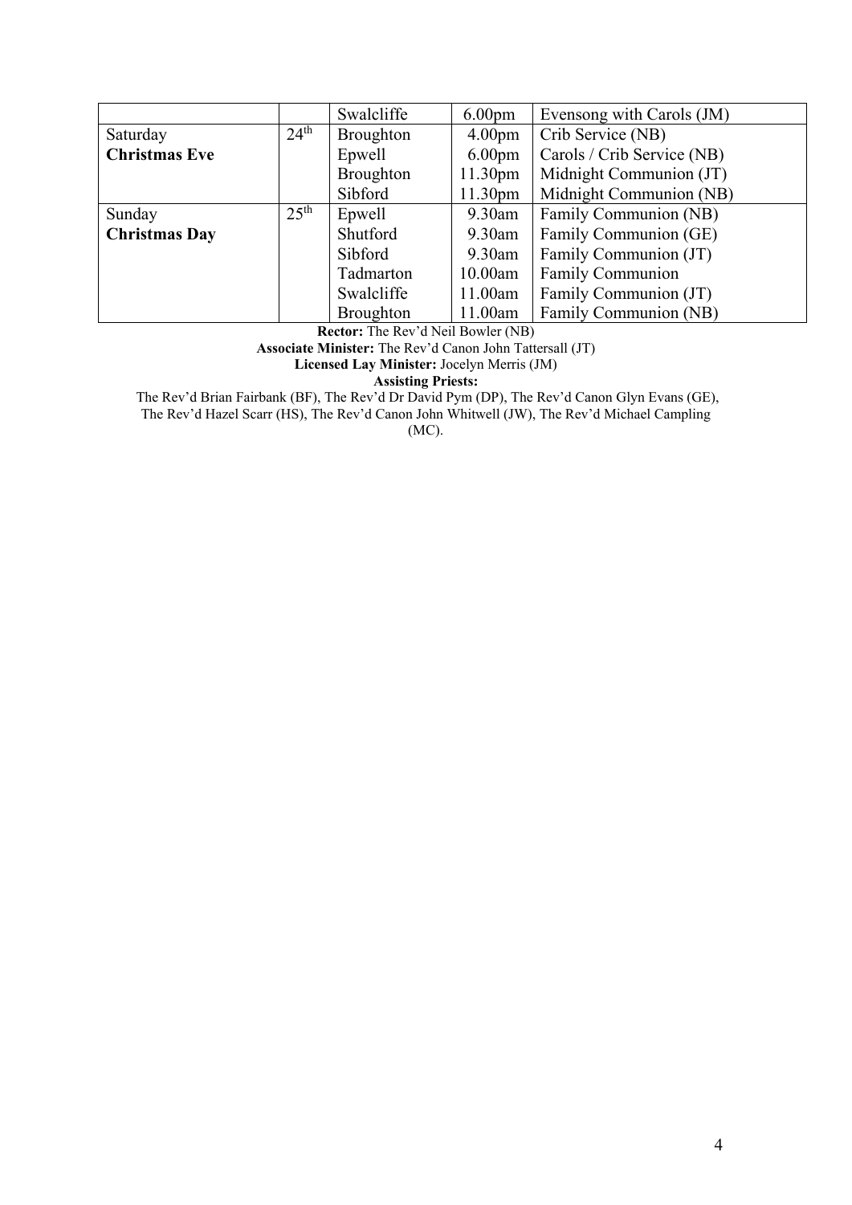| | | | | |
|---|---|---|---|---|
| | | Swalcliffe | 6.00pm | Evensong with Carols (JM) |
| Saturday | 24th | Broughton | 4.00pm | Crib Service (NB) |
| **Christmas Eve** | | Epwell | 6.00pm | Carols / Crib Service (NB) |
| | | Broughton | 11.30pm | Midnight Communion (JT) |
| | | Sibford | 11.30pm | Midnight Communion (NB) |
| Sunday | 25th | Epwell | 9.30am | Family Communion (NB) |
| **Christmas Day** | | Shutford | 9.30am | Family Communion (GE) |
| | | Sibford | 9.30am | Family Communion (JT) |
| | | Tadmarton | 10.00am | Family Communion |
| | | Swalcliffe | 11.00am | Family Communion (JT) |
| | | Broughton | 11.00am | Family Communion (NB) |

**Rector:** The Rev'd Neil Bowler (NB)
**Associate Minister:** The Rev'd Canon John Tattersall (JT)
**Licensed Lay Minister:** Jocelyn Merris (JM)
**Assisting Priests:**
The Rev'd Brian Fairbank (BF), The Rev'd Dr David Pym (DP), The Rev'd Canon Glyn Evans (GE), The Rev'd Hazel Scarr (HS), The Rev'd Canon John Whitwell (JW), The Rev'd Michael Campling (MC).